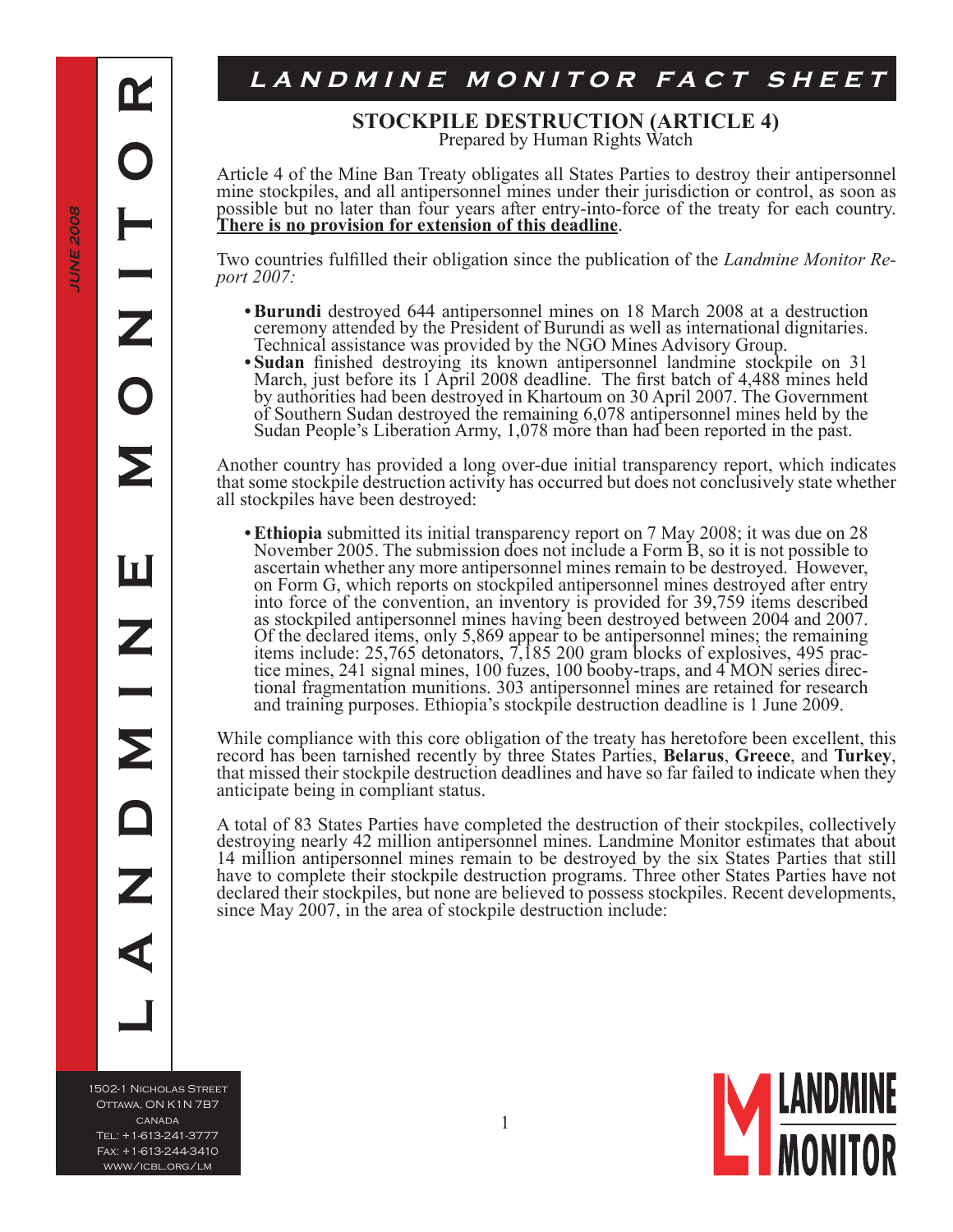# LANDMINE MONITOR FACT SHEET

## STOCKPILE DESTRUCTION (ARTICLE 4)

Prepared by Human Rights Watch

Article 4 of the Mine Ban Treaty obligates all States Parties to destroy their antipersonnel mine stockpiles, and all antipersonnel mines under their jurisdiction or control, as soon as possible but no later than four years after entry-into-force of the treaty for each country. **There is no provision for extension of this deadline**.

Two countries fulfilled their obligation since the publication of the *Landmine Monitor Report 2007:*

- **Burundi** destroyed 644 antipersonnel mines on 18 March 2008 at a destruction ceremony attended by the President of Burundi as well as international dignitaries. Technical assistance was provided by the NGO Mines Advisory Group.
- **Sudan** finished destroying its known antipersonnel landmine stockpile on 31 March, just before its 1 April 2008 deadline. The first batch of 4,488 mines held by authorities had been destroyed in Khartoum on 30 April 2007. The Government of Southern Sudan destroyed the remaining 6,078 antipersonnel mines held by the Sudan People's Liberation Army, 1,078 more than had been reported in the past.

Another country has provided a long over-due initial transparency report, which indicates that some stockpile destruction activity has occurred but does not conclusively state whether all stockpiles have been destroyed:

- **Ethiopia** submitted its initial transparency report on 7 May 2008; it was due on 28 November 2005. The submission does not include a Form B, so it is not possible to ascertain whether any more antipersonnel mines remain to be destroyed. However, on Form G, which reports on stockpiled antipersonnel mines destroyed after entry into force of the convention, an inventory is provided for 39,759 items described as stockpiled antipersonnel mines having been destroyed between 2004 and 2007. Of the declared items, only 5,869 appear to be antipersonnel mines; the remaining items include: 25,765 detonators, 7,185 200 gram blocks of explosives, 495 practice mines, 241 signal mines, 100 fuzes, 100 booby-traps, and 4 MON series directional fragmentation munitions. 303 antipersonnel mines are retained for research and training purposes. Ethiopia's stockpile destruction deadline is 1 June 2009.

While compliance with this core obligation of the treaty has heretofore been excellent, this record has been tarnished recently by three States Parties, **Belarus**, **Greece**, and **Turkey**, that missed their stockpile destruction deadlines and have so far failed to indicate when they anticipate being in compliant status.

A total of 83 States Parties have completed the destruction of their stockpiles, collectively destroying nearly 42 million antipersonnel mines. Landmine Monitor estimates that about 14 million antipersonnel mines remain to be destroyed by the six States Parties that still have to complete their stockpile destruction programs. Three other States Parties have not declared their stockpiles, but none are believed to possess stockpiles. Recent developments, since May 2007, in the area of stockpile destruction include:

1502-1 Nicholas Street
Ottawa, ON K1N 7B7
Canada
Tel: +1-613-241-3777
Fax: +1-613-244-3410
www/icbl.org/lm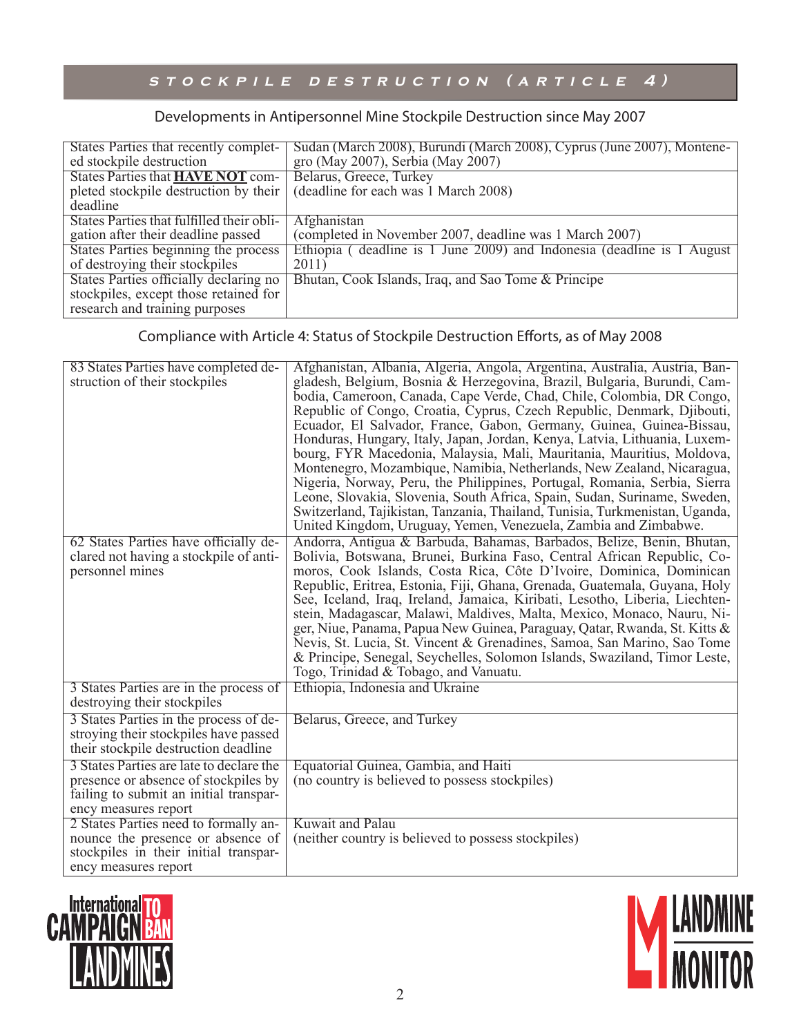## STOCKPILE DESTRUCTION (ARTICLE 4)

### Developments in Antipersonnel Mine Stockpile Destruction since May 2007

| | |
|---|---|
| States Parties that recently completed stockpile destruction | Sudan (March 2008), Burundi (March 2008), Cyprus (June 2007), Montenegro (May 2007), Serbia (May 2007) |
| States Parties that **HAVE NOT** completed stockpile destruction by their deadline | Belarus, Greece, Turkey (deadline for each was 1 March 2008) |
| States Parties that fulfilled their obligation after their deadline passed | Afghanistan (completed in November 2007, deadline was 1 March 2007) |
| States Parties beginning the process of destroying their stockpiles | Ethiopia ( deadline is 1 June 2009) and Indonesia (deadline is 1 August 2011) |
| States Parties officially declaring no stockpiles, except those retained for research and training purposes | Bhutan, Cook Islands, Iraq, and Sao Tome & Principe |

### Compliance with Article 4: Status of Stockpile Destruction Efforts, as of May 2008

| | |
|---|---|
| 83 States Parties have completed destruction of their stockpiles | Afghanistan, Albania, Algeria, Angola, Argentina, Australia, Austria, Bangladesh, Belgium, Bosnia & Herzegovina, Brazil, Bulgaria, Burundi, Cambodia, Cameroon, Canada, Cape Verde, Chad, Chile, Colombia, DR Congo, Republic of Congo, Croatia, Cyprus, Czech Republic, Denmark, Djibouti, Ecuador, El Salvador, France, Gabon, Germany, Guinea, Guinea-Bissau, Honduras, Hungary, Italy, Japan, Jordan, Kenya, Latvia, Lithuania, Luxembourg, FYR Macedonia, Malaysia, Mali, Mauritania, Mauritius, Moldova, Montenegro, Mozambique, Namibia, Netherlands, New Zealand, Nicaragua, Nigeria, Norway, Peru, the Philippines, Portugal, Romania, Serbia, Sierra Leone, Slovakia, Slovenia, South Africa, Spain, Sudan, Suriname, Sweden, Switzerland, Tajikistan, Tanzania, Thailand, Tunisia, Turkmenistan, Uganda, United Kingdom, Uruguay, Yemen, Venezuela, Zambia and Zimbabwe. |
| 62 States Parties have officially declared not having a stockpile of antipersonnel mines | Andorra, Antigua & Barbuda, Bahamas, Barbados, Belize, Benin, Bhutan, Bolivia, Botswana, Brunei, Burkina Faso, Central African Republic, Comoros, Cook Islands, Costa Rica, Côte D'Ivoire, Dominica, Dominican Republic, Eritrea, Estonia, Fiji, Ghana, Grenada, Guatemala, Guyana, Holy See, Iceland, Iraq, Ireland, Jamaica, Kiribati, Lesotho, Liberia, Liechtenstein, Madagascar, Malawi, Maldives, Malta, Mexico, Monaco, Nauru, Niger, Niue, Panama, Papua New Guinea, Paraguay, Qatar, Rwanda, St. Kitts & Nevis, St. Lucia, St. Vincent & Grenadines, Samoa, San Marino, Sao Tome & Principe, Senegal, Seychelles, Solomon Islands, Swaziland, Timor Leste, Togo, Trinidad & Tobago, and Vanuatu. |
| 3 States Parties are in the process of destroying their stockpiles | Ethiopia, Indonesia and Ukraine |
| 3 States Parties in the process of destroying their stockpiles have passed their stockpile destruction deadline | Belarus, Greece, and Turkey |
| 3 States Parties are late to declare the presence or absence of stockpiles by failing to submit an initial transparency measures report | Equatorial Guinea, Gambia, and Haiti (no country is believed to possess stockpiles) |
| 2 States Parties need to formally announce the presence or absence of stockpiles in their initial transparency measures report | Kuwait and Palau (neither country is believed to possess stockpiles) |

International Campaign to Ban Landmines

Landmine Monitor